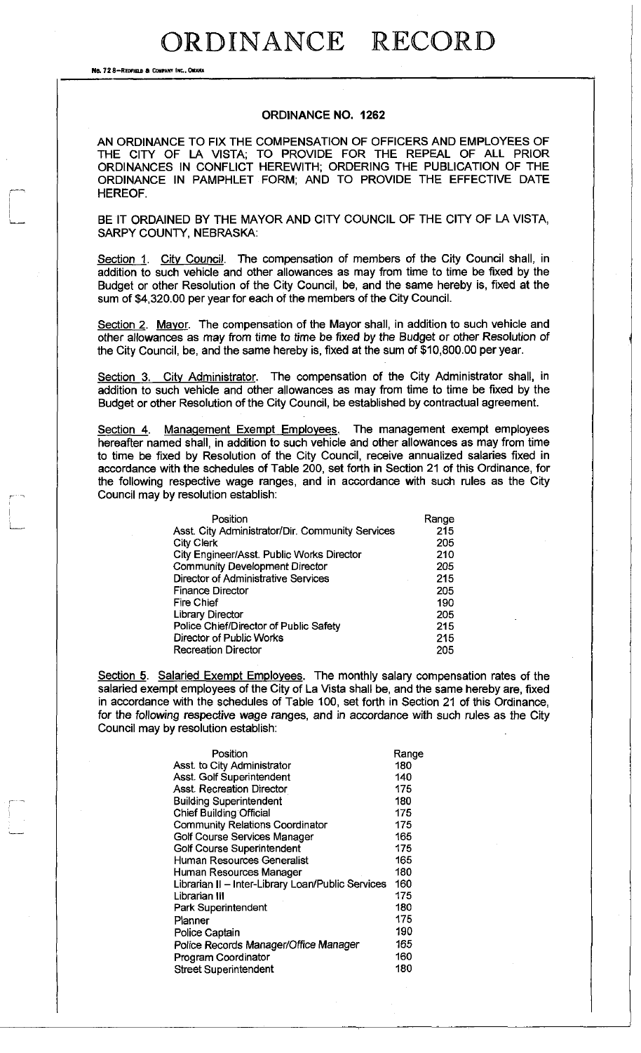# ORDINANCE RECORD

No. 72 8—REDFIELD & COMPANY INC., OMAHA

## ORDINANCE NO. 1262

AN ORDINANCE TO FIX THE COMPENSATION OF OFFICERS AND EMPLOYEES OF THE CITY OF LA VISTA; TO PROVIDE FOR THE REPEAL OF ALL PRIOR ORDINANCES IN CONFLICT HEREWITH; ORDERING THE PUBLICATION OF THE ORDINANCE IN PAMPHLET FORM; AND TO PROVIDE THE EFFECTIVE DATE HEREOF.

BE IT ORDAINED BY THE MAYOR AND CITY COUNCIL OF THE CITY OF LA VISTA, SARPY COUNTY, NEBRASKA:

Section 1. City Council. The compensation of members of the City Council shall, in addition to such vehicle and other allowances as may from time to time be fixed by the Budget or other Resolution of the City Council, be, and the same hereby is, fixed at the sum of $4,320.00 per year for each of the members of the City Council.

Section 2. Mayor. The compensation of the Mayor shall, in addition to such vehicle and other allowances as may from time to time be fixed by the Budget or other Resolution of the City Council, be, and the same hereby is, fixed at the sum of $10,800.00 per year.

Section 3. City Administrator. The compensation of the City Administrator shall, in addition to such vehicle and other allowances as may from time to time be fixed by the Budget or other Resolution of the City Council, be established by contractual agreement.

Section 4. Management Exempt Employees. The management exempt employees hereafter named shall, in addition to such vehicle and other allowances as may from time to time be fixed by Resolution of the City Council, receive annualized salaries fixed in accordance with the schedules of Table 200, set forth in Section 21 of this Ordinance, for the following respective wage ranges, and in accordance with such rules as the City Council may by resolution establish:

| Position | Range |
|---|---|
| Asst. City Administrator/Dir. Community Services | 215 |
| City Clerk | 205 |
| City Engineer/Asst. Public Works Director | 210 |
| Community Development Director | 205 |
| Director of Administrative Services | 215 |
| Finance Director | 205 |
| Fire Chief | 190 |
| Library Director | 205 |
| Police Chief/Director of Public Safety | 215 |
| Director of Public Works | 215 |
| Recreation Director | 205 |

Section 5. Salaried Exempt Employees. The monthly salary compensation rates of the salaried exempt employees of the City of La Vista shall be, and the same hereby are, fixed in accordance with the schedules of Table 100, set forth in Section 21 of this Ordinance, for the following respective wage ranges, and in accordance with such rules as the City Council may by resolution establish:

| Position | Range |
|---|---|
| Asst. to City Administrator | 180 |
| Asst. Golf Superintendent | 140 |
| Asst. Recreation Director | 175 |
| Building Superintendent | 180 |
| Chief Building Official | 175 |
| Community Relations Coordinator | 175 |
| Golf Course Services Manager | 165 |
| Golf Course Superintendent | 175 |
| Human Resources Generalist | 165 |
| Human Resources Manager | 180 |
| Librarian II – Inter-Library Loan/Public Services | 160 |
| Librarian III | 175 |
| Park Superintendent | 180 |
| Planner | 175 |
| Police Captain | 190 |
| Police Records Manager/Office Manager | 165 |
| Program Coordinator | 160 |
| Street Superintendent | 180 |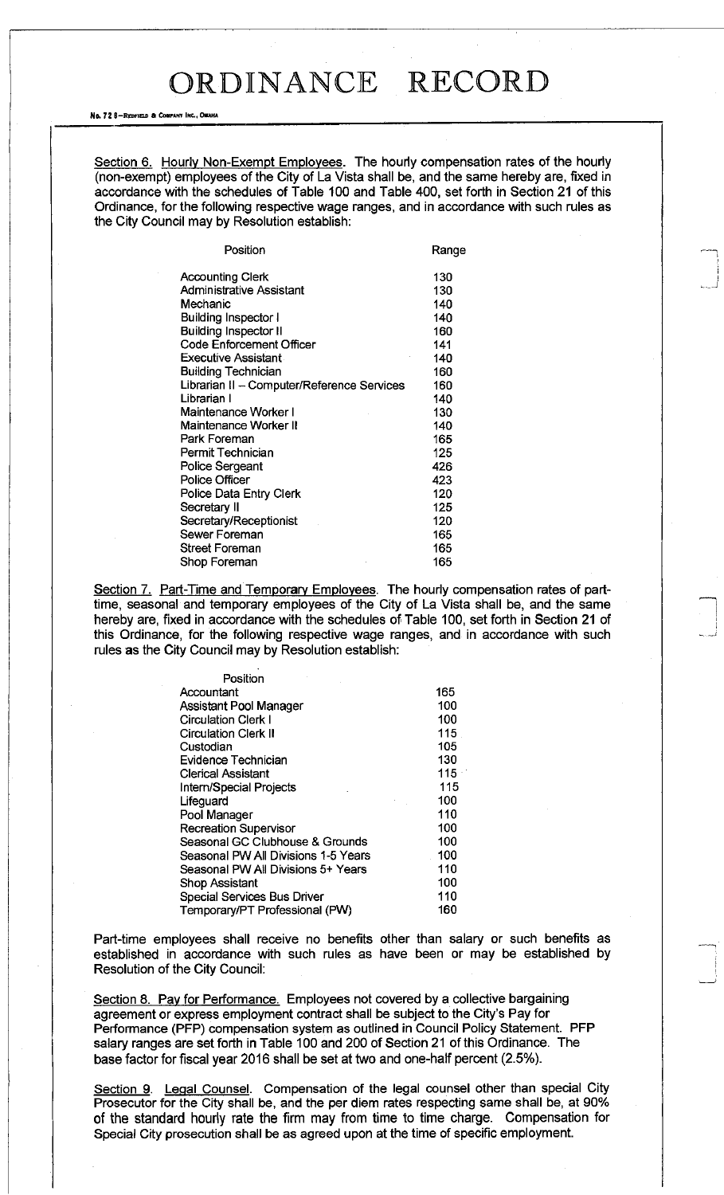# ORDINANCE RECORD

Section 6. Hourly Non-Exempt Employees. The hourly compensation rates of the hourly (non-exempt) employees of the City of La Vista shall be, and the same hereby are, fixed in accordance with the schedules of Table 100 and Table 400, set forth in Section 21 of this Ordinance, for the following respective wage ranges, and in accordance with such rules as the City Council may by Resolution establish:

| Position | Range |
|---|---|
| Accounting Clerk | 130 |
| Administrative Assistant | 130 |
| Mechanic | 140 |
| Building Inspector I | 140 |
| Building Inspector II | 160 |
| Code Enforcement Officer | 141 |
| Executive Assistant | 140 |
| Building Technician | 160 |
| Librarian II – Computer/Reference Services | 160 |
| Librarian I | 140 |
| Maintenance Worker I | 130 |
| Maintenance Worker II | 140 |
| Park Foreman | 165 |
| Permit Technician | 125 |
| Police Sergeant | 426 |
| Police Officer | 423 |
| Police Data Entry Clerk | 120 |
| Secretary II | 125 |
| Secretary/Receptionist | 120 |
| Sewer Foreman | 165 |
| Street Foreman | 165 |
| Shop Foreman | 165 |

Section 7. Part-Time and Temporary Employees. The hourly compensation rates of part-time, seasonal and temporary employees of the City of La Vista shall be, and the same hereby are, fixed in accordance with the schedules of Table 100, set forth in Section 21 of this Ordinance, for the following respective wage ranges, and in accordance with such rules as the City Council may by Resolution establish:

| Position | |
|---|---|
| Accountant | 165 |
| Assistant Pool Manager | 100 |
| Circulation Clerk I | 100 |
| Circulation Clerk II | 115 |
| Custodian | 105 |
| Evidence Technician | 130 |
| Clerical Assistant | 115 |
| Intern/Special Projects | 115 |
| Lifeguard | 100 |
| Pool Manager | 110 |
| Recreation Supervisor | 100 |
| Seasonal GC Clubhouse & Grounds | 100 |
| Seasonal PW All Divisions 1-5 Years | 100 |
| Seasonal PW All Divisions 5+ Years | 110 |
| Shop Assistant | 100 |
| Special Services Bus Driver | 110 |
| Temporary/PT Professional (PW) | 160 |

Part-time employees shall receive no benefits other than salary or such benefits as established in accordance with such rules as have been or may be established by Resolution of the City Council:

Section 8. Pay for Performance. Employees not covered by a collective bargaining agreement or express employment contract shall be subject to the City's Pay for Performance (PFP) compensation system as outlined in Council Policy Statement. PFP salary ranges are set forth in Table 100 and 200 of Section 21 of this Ordinance. The base factor for fiscal year 2016 shall be set at two and one-half percent (2.5%).

Section 9. Legal Counsel. Compensation of the legal counsel other than special City Prosecutor for the City shall be, and the per diem rates respecting same shall be, at 90% of the standard hourly rate the firm may from time to time charge. Compensation for Special City prosecution shall be as agreed upon at the time of specific employment.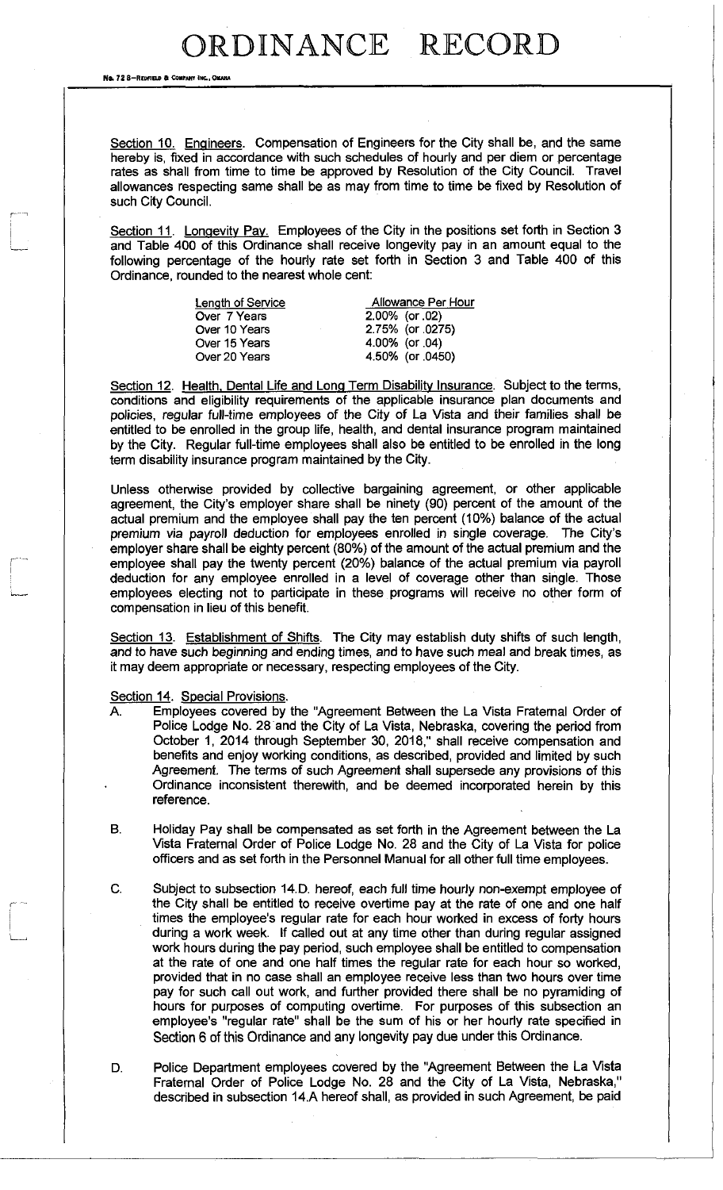Section 10. Engineers. Compensation of Engineers for the City shall be, and the same hereby is, fixed in accordance with such schedules of hourly and per diem or percentage rates as shall from time to time be approved by Resolution of the City Council. Travel allowances respecting same shall be as may from time to time be fixed by Resolution of such City Council.

Section 11. Longevity Pay. Employees of the City in the positions set forth in Section 3 and Table 400 of this Ordinance shall receive longevity pay in an amount equal to the following percentage of the hourly rate set forth in Section 3 and Table 400 of this Ordinance, rounded to the nearest whole cent:

| Length of Service | Allowance Per Hour |
|---|---|
| Over 7 Years | 2.00% (or .02) |
| Over 10 Years | 2.75% (or .0275) |
| Over 15 Years | 4.00% (or .04) |
| Over 20 Years | 4.50% (or .0450) |

Section 12. Health, Dental Life and Long Term Disability Insurance. Subject to the terms, conditions and eligibility requirements of the applicable insurance plan documents and policies, regular full-time employees of the City of La Vista and their families shall be entitled to be enrolled in the group life, health, and dental insurance program maintained by the City. Regular full-time employees shall also be entitled to be enrolled in the long term disability insurance program maintained by the City.

Unless otherwise provided by collective bargaining agreement, or other applicable agreement, the City's employer share shall be ninety (90) percent of the amount of the actual premium and the employee shall pay the ten percent (10%) balance of the actual premium via payroll deduction for employees enrolled in single coverage. The City's employer share shall be eighty percent (80%) of the amount of the actual premium and the employee shall pay the twenty percent (20%) balance of the actual premium via payroll deduction for any employee enrolled in a level of coverage other than single. Those employees electing not to participate in these programs will receive no other form of compensation in lieu of this benefit.

Section 13. Establishment of Shifts. The City may establish duty shifts of such length, and to have such beginning and ending times, and to have such meal and break times, as it may deem appropriate or necessary, respecting employees of the City.

Section 14. Special Provisions.

A. Employees covered by the "Agreement Between the La Vista Fraternal Order of Police Lodge No. 28 and the City of La Vista, Nebraska, covering the period from October 1, 2014 through September 30, 2018," shall receive compensation and benefits and enjoy working conditions, as described, provided and limited by such Agreement. The terms of such Agreement shall supersede any provisions of this Ordinance inconsistent therewith, and be deemed incorporated herein by this reference.

B. Holiday Pay shall be compensated as set forth in the Agreement between the La Vista Fraternal Order of Police Lodge No. 28 and the City of La Vista for police officers and as set forth in the Personnel Manual for all other full time employees.

C. Subject to subsection 14.D. hereof, each full time hourly non-exempt employee of the City shall be entitled to receive overtime pay at the rate of one and one half times the employee's regular rate for each hour worked in excess of forty hours during a work week. If called out at any time other than during regular assigned work hours during the pay period, such employee shall be entitled to compensation at the rate of one and one half times the regular rate for each hour so worked, provided that in no case shall an employee receive less than two hours over time pay for such call out work, and further provided there shall be no pyramiding of hours for purposes of computing overtime. For purposes of this subsection an employee's "regular rate" shall be the sum of his or her hourly rate specified in Section 6 of this Ordinance and any longevity pay due under this Ordinance.

D. Police Department employees covered by the "Agreement Between the La Vista Fraternal Order of Police Lodge No. 28 and the City of La Vista, Nebraska," described in subsection 14.A hereof shall, as provided in such Agreement, be paid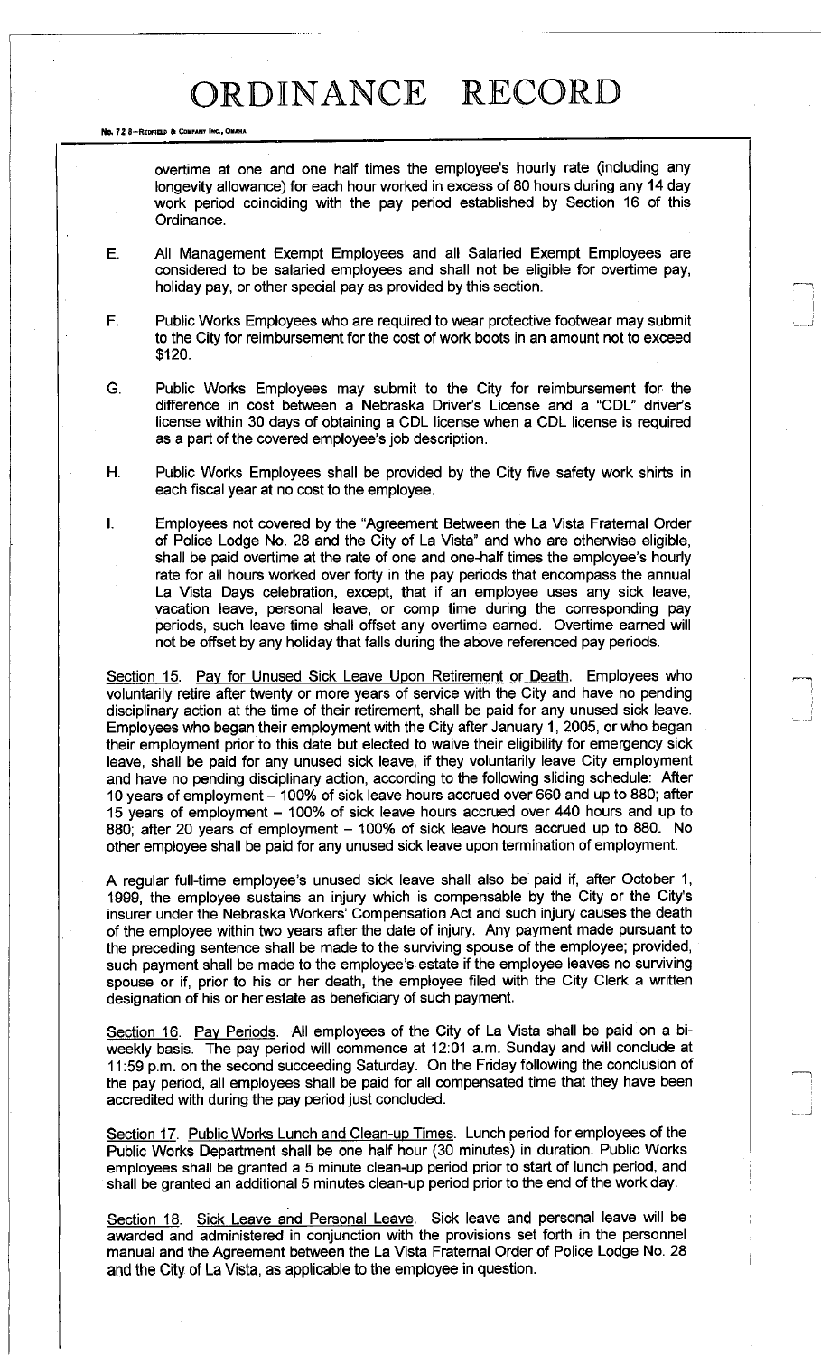overtime at one and one half times the employee's hourly rate (including any longevity allowance) for each hour worked in excess of 80 hours during any 14 day work period coinciding with the pay period established by Section 16 of this Ordinance.

E. All Management Exempt Employees and all Salaried Exempt Employees are considered to be salaried employees and shall not be eligible for overtime pay, holiday pay, or other special pay as provided by this section.

F. Public Works Employees who are required to wear protective footwear may submit to the City for reimbursement for the cost of work boots in an amount not to exceed $120.

G. Public Works Employees may submit to the City for reimbursement for the difference in cost between a Nebraska Driver's License and a "CDL" driver's license within 30 days of obtaining a CDL license when a CDL license is required as a part of the covered employee's job description.

H. Public Works Employees shall be provided by the City five safety work shirts in each fiscal year at no cost to the employee.

I. Employees not covered by the "Agreement Between the La Vista Fraternal Order of Police Lodge No. 28 and the City of La Vista" and who are otherwise eligible, shall be paid overtime at the rate of one and one-half times the employee's hourly rate for all hours worked over forty in the pay periods that encompass the annual La Vista Days celebration, except, that if an employee uses any sick leave, vacation leave, personal leave, or comp time during the corresponding pay periods, such leave time shall offset any overtime earned. Overtime earned will not be offset by any holiday that falls during the above referenced pay periods.

Section 15. Pay for Unused Sick Leave Upon Retirement or Death. Employees who voluntarily retire after twenty or more years of service with the City and have no pending disciplinary action at the time of their retirement, shall be paid for any unused sick leave. Employees who began their employment with the City after January 1, 2005, or who began their employment prior to this date but elected to waive their eligibility for emergency sick leave, shall be paid for any unused sick leave, if they voluntarily leave City employment and have no pending disciplinary action, according to the following sliding schedule: After 10 years of employment – 100% of sick leave hours accrued over 660 and up to 880; after 15 years of employment – 100% of sick leave hours accrued over 440 hours and up to 880; after 20 years of employment – 100% of sick leave hours accrued up to 880. No other employee shall be paid for any unused sick leave upon termination of employment.

A regular full-time employee's unused sick leave shall also be paid if, after October 1, 1999, the employee sustains an injury which is compensable by the City or the City's insurer under the Nebraska Workers' Compensation Act and such injury causes the death of the employee within two years after the date of injury. Any payment made pursuant to the preceding sentence shall be made to the surviving spouse of the employee; provided, such payment shall be made to the employee's estate if the employee leaves no surviving spouse or if, prior to his or her death, the employee filed with the City Clerk a written designation of his or her estate as beneficiary of such payment.

Section 16. Pay Periods. All employees of the City of La Vista shall be paid on a bi-weekly basis. The pay period will commence at 12:01 a.m. Sunday and will conclude at 11:59 p.m. on the second succeeding Saturday. On the Friday following the conclusion of the pay period, all employees shall be paid for all compensated time that they have been accredited with during the pay period just concluded.

Section 17. Public Works Lunch and Clean-up Times. Lunch period for employees of the Public Works Department shall be one half hour (30 minutes) in duration. Public Works employees shall be granted a 5 minute clean-up period prior to start of lunch period, and shall be granted an additional 5 minutes clean-up period prior to the end of the work day.

Section 18. Sick Leave and Personal Leave. Sick leave and personal leave will be awarded and administered in conjunction with the provisions set forth in the personnel manual and the Agreement between the La Vista Fraternal Order of Police Lodge No. 28 and the City of La Vista, as applicable to the employee in question.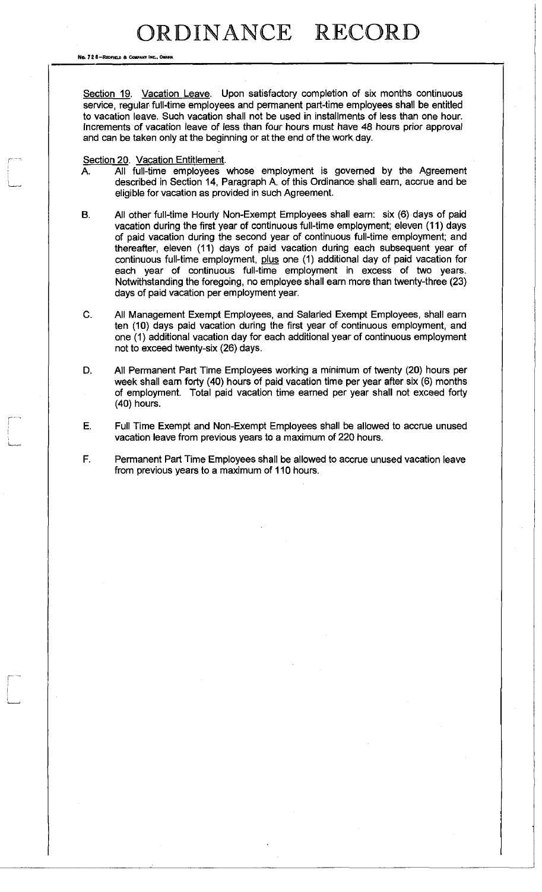# ORDINANCE RECORD

<u>Section 19. Vacation Leave</u>. Upon satisfactory completion of six months continuous service, regular full-time employees and permanent part-time employees shall be entitled to vacation leave. Such vacation shall not be used in installments of less than one hour. Increments of vacation leave of less than four hours must have 48 hours prior approval and can be taken only at the beginning or at the end of the work day.

<u>Section 20. Vacation Entitlement</u>.

A. All full-time employees whose employment is governed by the Agreement described in Section 14, Paragraph A. of this Ordinance shall earn, accrue and be eligible for vacation as provided in such Agreement.

B. All other full-time Hourly Non-Exempt Employees shall earn: six (6) days of paid vacation during the first year of continuous full-time employment; eleven (11) days of paid vacation during the second year of continuous full-time employment; and thereafter, eleven (11) days of paid vacation during each subsequent year of continuous full-time employment, <u>plus</u> one (1) additional day of paid vacation for each year of continuous full-time employment in excess of two years. Notwithstanding the foregoing, no employee shall earn more than twenty-three (23) days of paid vacation per employment year.

C. All Management Exempt Employees, and Salaried Exempt Employees, shall earn ten (10) days paid vacation during the first year of continuous employment, and one (1) additional vacation day for each additional year of continuous employment not to exceed twenty-six (26) days.

D. All Permanent Part Time Employees working a minimum of twenty (20) hours per week shall earn forty (40) hours of paid vacation time per year after six (6) months of employment. Total paid vacation time earned per year shall not exceed forty (40) hours.

E. Full Time Exempt and Non-Exempt Employees shall be allowed to accrue unused vacation leave from previous years to a maximum of 220 hours.

F. Permanent Part Time Employees shall be allowed to accrue unused vacation leave from previous years to a maximum of 110 hours.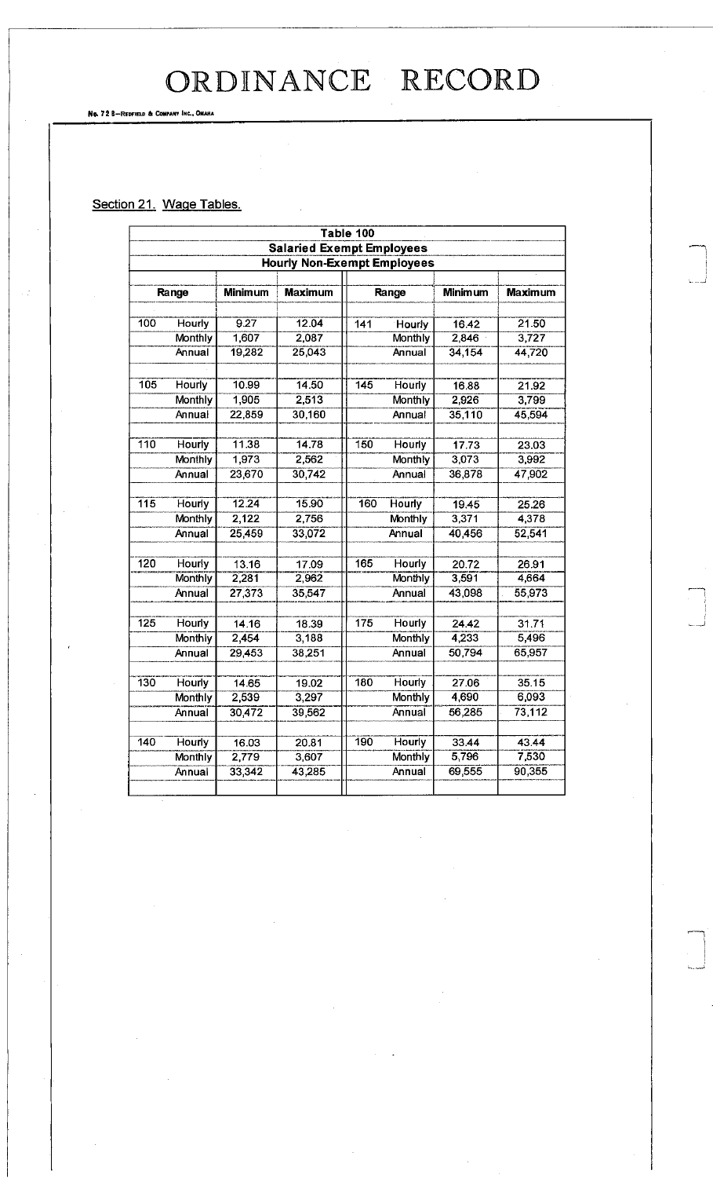## Section 21. Wage Tables.

| Table 100 | | | | | | | | |
|---|---|---|---|---|---|---|---|---|
| **Salaried Exempt Employees** | | | | | | | | |
| **Hourly Non-Exempt Employees** | | | | | | | | |
| **Range** | | **Minimum** | **Maximum** | **Range** | | **Minimum** | **Maximum** |
| 100 | Hourly | 9.27 | 12.04 | 141 | Hourly | 16.42 | 21.50 |
| | Monthly | 1,607 | 2,087 | | Monthly | 2,846 | 3,727 |
| | Annual | 19,282 | 25,043 | | Annual | 34,154 | 44,720 |
| 105 | Hourly | 10.99 | 14.50 | 145 | Hourly | 16.88 | 21.92 |
| | Monthly | 1,905 | 2,513 | | Monthly | 2,926 | 3,799 |
| | Annual | 22,859 | 30,160 | | Annual | 35,110 | 45,594 |
| 110 | Hourly | 11.38 | 14.78 | 150 | Hourly | 17.73 | 23.03 |
| | Monthly | 1,973 | 2,562 | | Monthly | 3,073 | 3,992 |
| | Annual | 23,670 | 30,742 | | Annual | 36,878 | 47,902 |
| 115 | Hourly | 12.24 | 15.90 | 160 | Hourly | 19.45 | 25.26 |
| | Monthly | 2,122 | 2,756 | | Monthly | 3,371 | 4,378 |
| | Annual | 25,459 | 33,072 | | Annual | 40,456 | 52,541 |
| 120 | Hourly | 13.16 | 17.09 | 165 | Hourly | 20.72 | 26.91 |
| | Monthly | 2,281 | 2,962 | | Monthly | 3,591 | 4,664 |
| | Annual | 27,373 | 35,547 | | Annual | 43,098 | 55,973 |
| 125 | Hourly | 14.16 | 18.39 | 175 | Hourly | 24.42 | 31.71 |
| | Monthly | 2,454 | 3,188 | | Monthly | 4,233 | 5,496 |
| | Annual | 29,453 | 38,251 | | Annual | 50,794 | 65,957 |
| 130 | Hourly | 14.65 | 19.02 | 180 | Hourly | 27.06 | 35.15 |
| | Monthly | 2,539 | 3,297 | | Monthly | 4,690 | 6,093 |
| | Annual | 30,472 | 39,562 | | Annual | 56,285 | 73,112 |
| 140 | Hourly | 16.03 | 20.81 | 190 | Hourly | 33.44 | 43.44 |
| | Monthly | 2,779 | 3,607 | | Monthly | 5,796 | 7,530 |
| | Annual | 33,342 | 43,285 | | Annual | 69,555 | 90,355 |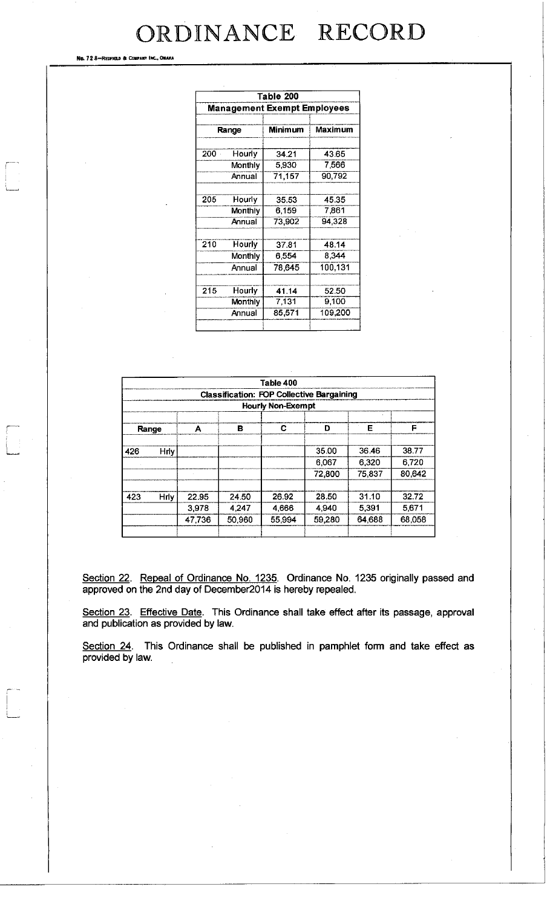# ORDINANCE RECORD

| Table 200 | | | |
|---|---|---|---|
| **Management Exempt Employees** | | | |
| **Range** | | **Minimum** | **Maximum** |
| 200 | Hourly | 34.21 | 43.65 |
| | Monthly | 5,930 | 7,566 |
| | Annual | 71,157 | 90,792 |
| 205 | Hourly | 35.53 | 45.35 |
| | Monthly | 6,159 | 7,861 |
| | Annual | 73,902 | 94,328 |
| 210 | Hourly | 37.81 | 48.14 |
| | Monthly | 6,554 | 8,344 |
| | Annual | 78,645 | 100,131 |
| 215 | Hourly | 41.14 | 52.50 |
| | Monthly | 7,131 | 9,100 |
| | Annual | 85,571 | 109,200 |

| Table 400 | | | | | | | |
|---|---|---|---|---|---|---|---|
| **Classification: FOP Collective Bargaining** | | | | | | | |
| **Hourly Non-Exempt** | | | | | | | |
| **Range** | | **A** | **B** | **C** | **D** | **E** | **F** |
| 426 | Hrly | | | | 35.00 | 36.46 | 38.77 |
| | | | | | 6,067 | 6,320 | 6,720 |
| | | | | | 72,800 | 75,837 | 80,642 |
| 423 | Hrly | 22.95 | 24.50 | 26.92 | 28.50 | 31.10 | 32.72 |
| | | 3,978 | 4,247 | 4,666 | 4,940 | 5,391 | 5,671 |
| | | 47,736 | 50,960 | 55,994 | 59,280 | 64,688 | 68,058 |

Section 22. Repeal of Ordinance No. 1235. Ordinance No. 1235 originally passed and approved on the 2nd day of December2014 is hereby repealed.

Section 23. Effective Date. This Ordinance shall take effect after its passage, approval and publication as provided by law.

Section 24. This Ordinance shall be published in pamphlet form and take effect as provided by law.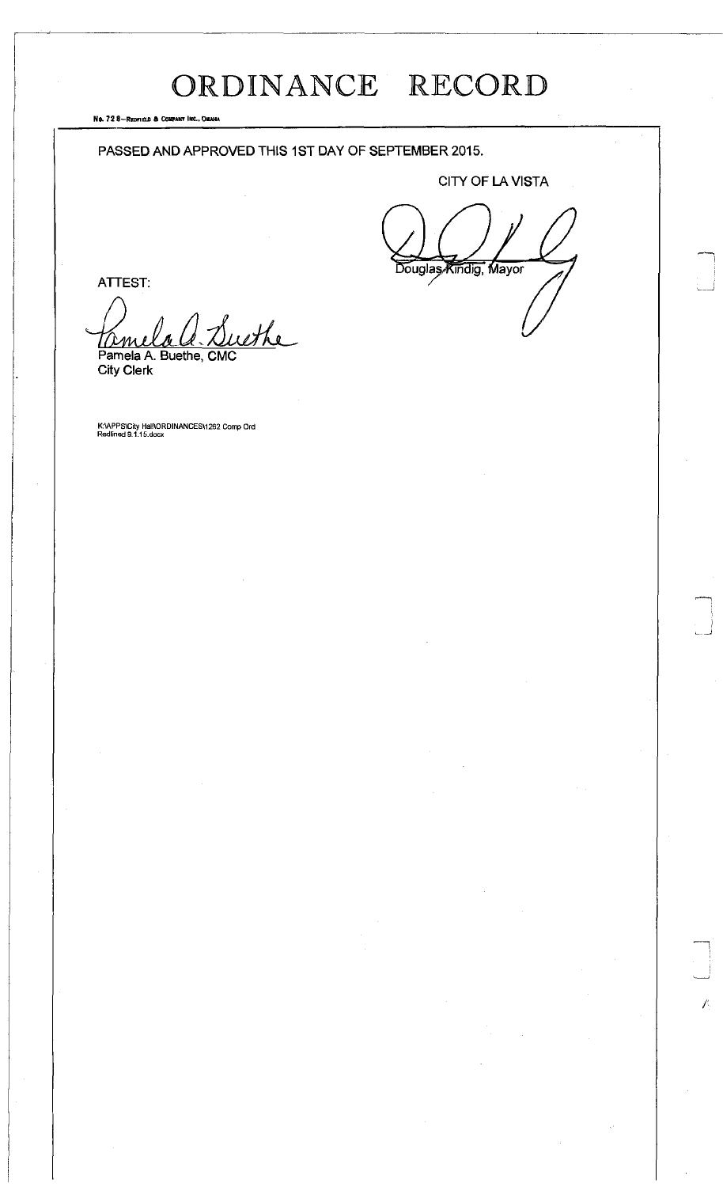# ORDINANCE RECORD

No. 72 8—REDFIELD & COMPANY INC., OMAHA

PASSED AND APPROVED THIS 1ST DAY OF SEPTEMBER 2015.

CITY OF LA VISTA

Douglas Kindig, Mayor

ATTEST:

Pamela A. Buethe, CMC
City Clerk

K:\APPS\City Hall\ORDINANCES\1262 Comp Ord Redlined 9.1.15.docx